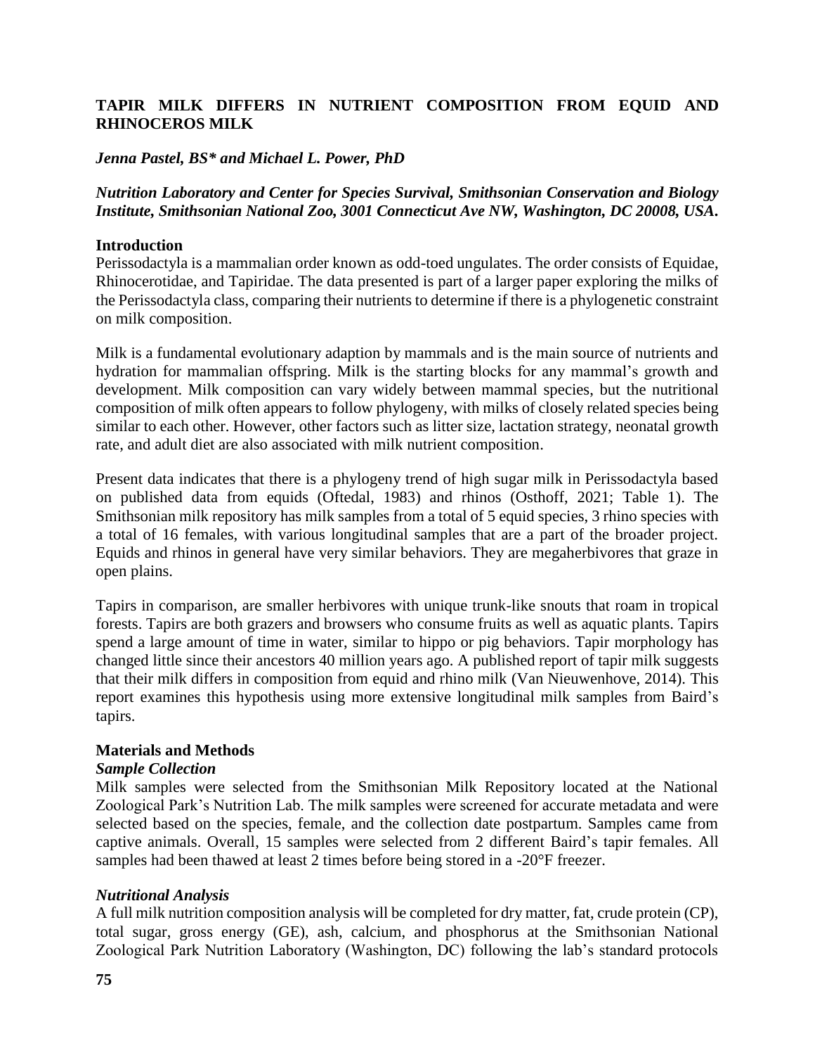# TAPIR MILK DIFFERS IN NUTRIENT COMPOSITION FROM EQUID AND RHINOCEROS MILK

***Jenna Pastel, BS\* and Michael L. Power, PhD***

***Nutrition Laboratory and Center for Species Survival, Smithsonian Conservation and Biology Institute, Smithsonian National Zoo, 3001 Connecticut Ave NW, Washington, DC 20008, USA.***

## Introduction

Perissodactyla is a mammalian order known as odd-toed ungulates. The order consists of Equidae, Rhinocerotidae, and Tapiridae. The data presented is part of a larger paper exploring the milks of the Perissodactyla class, comparing their nutrients to determine if there is a phylogenetic constraint on milk composition.

Milk is a fundamental evolutionary adaption by mammals and is the main source of nutrients and hydration for mammalian offspring. Milk is the starting blocks for any mammal's growth and development. Milk composition can vary widely between mammal species, but the nutritional composition of milk often appears to follow phylogeny, with milks of closely related species being similar to each other. However, other factors such as litter size, lactation strategy, neonatal growth rate, and adult diet are also associated with milk nutrient composition.

Present data indicates that there is a phylogeny trend of high sugar milk in Perissodactyla based on published data from equids (Oftedal, 1983) and rhinos (Osthoff, 2021; Table 1). The Smithsonian milk repository has milk samples from a total of 5 equid species, 3 rhino species with a total of 16 females, with various longitudinal samples that are a part of the broader project. Equids and rhinos in general have very similar behaviors. They are megaherbivores that graze in open plains.

Tapirs in comparison, are smaller herbivores with unique trunk-like snouts that roam in tropical forests. Tapirs are both grazers and browsers who consume fruits as well as aquatic plants. Tapirs spend a large amount of time in water, similar to hippo or pig behaviors. Tapir morphology has changed little since their ancestors 40 million years ago. A published report of tapir milk suggests that their milk differs in composition from equid and rhino milk (Van Nieuwenhove, 2014). This report examines this hypothesis using more extensive longitudinal milk samples from Baird's tapirs.

## Materials and Methods

### *Sample Collection*

Milk samples were selected from the Smithsonian Milk Repository located at the National Zoological Park's Nutrition Lab. The milk samples were screened for accurate metadata and were selected based on the species, female, and the collection date postpartum. Samples came from captive animals. Overall, 15 samples were selected from 2 different Baird's tapir females. All samples had been thawed at least 2 times before being stored in a -20°F freezer.

### *Nutritional Analysis*

A full milk nutrition composition analysis will be completed for dry matter, fat, crude protein (CP), total sugar, gross energy (GE), ash, calcium, and phosphorus at the Smithsonian National Zoological Park Nutrition Laboratory (Washington, DC) following the lab's standard protocols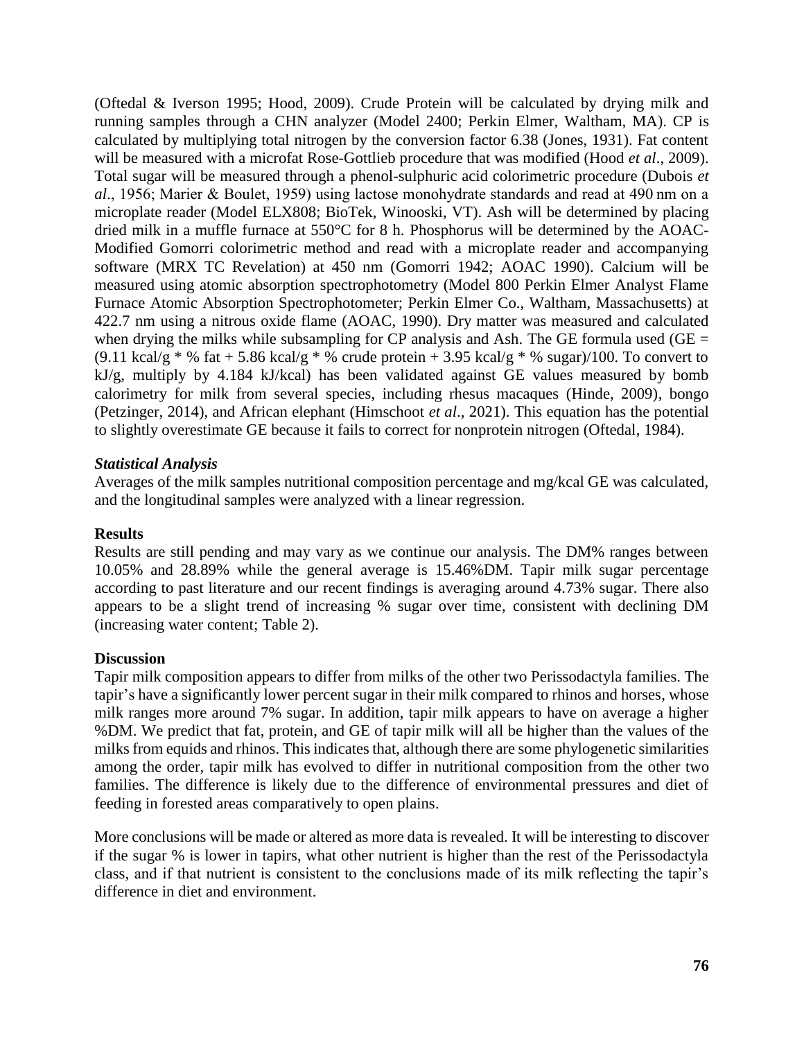(Oftedal & Iverson 1995; Hood, 2009). Crude Protein will be calculated by drying milk and running samples through a CHN analyzer (Model 2400; Perkin Elmer, Waltham, MA). CP is calculated by multiplying total nitrogen by the conversion factor 6.38 (Jones, 1931). Fat content will be measured with a microfat Rose-Gottlieb procedure that was modified (Hood *et al*., 2009). Total sugar will be measured through a phenol-sulphuric acid colorimetric procedure (Dubois *et al*., 1956; Marier & Boulet, 1959) using lactose monohydrate standards and read at 490 nm on a microplate reader (Model ELX808; BioTek, Winooski, VT). Ash will be determined by placing dried milk in a muffle furnace at 550°C for 8 h. Phosphorus will be determined by the AOAC-Modified Gomorri colorimetric method and read with a microplate reader and accompanying software (MRX TC Revelation) at 450 nm (Gomorri 1942; AOAC 1990). Calcium will be measured using atomic absorption spectrophotometry (Model 800 Perkin Elmer Analyst Flame Furnace Atomic Absorption Spectrophotometer; Perkin Elmer Co., Waltham, Massachusetts) at 422.7 nm using a nitrous oxide flame (AOAC, 1990). Dry matter was measured and calculated when drying the milks while subsampling for CP analysis and Ash. The GE formula used (GE = (9.11 kcal/g * % fat + 5.86 kcal/g * % crude protein + 3.95 kcal/g * % sugar)/100. To convert to kJ/g, multiply by 4.184 kJ/kcal) has been validated against GE values measured by bomb calorimetry for milk from several species, including rhesus macaques (Hinde, 2009), bongo (Petzinger, 2014), and African elephant (Himschoot *et al*., 2021). This equation has the potential to slightly overestimate GE because it fails to correct for nonprotein nitrogen (Oftedal, 1984).

### *Statistical Analysis*

Averages of the milk samples nutritional composition percentage and mg/kcal GE was calculated, and the longitudinal samples were analyzed with a linear regression.

## Results

Results are still pending and may vary as we continue our analysis. The DM% ranges between 10.05% and 28.89% while the general average is 15.46%DM. Tapir milk sugar percentage according to past literature and our recent findings is averaging around 4.73% sugar. There also appears to be a slight trend of increasing % sugar over time, consistent with declining DM (increasing water content; Table 2).

## Discussion

Tapir milk composition appears to differ from milks of the other two Perissodactyla families. The tapir's have a significantly lower percent sugar in their milk compared to rhinos and horses, whose milk ranges more around 7% sugar. In addition, tapir milk appears to have on average a higher %DM. We predict that fat, protein, and GE of tapir milk will all be higher than the values of the milks from equids and rhinos. This indicates that, although there are some phylogenetic similarities among the order, tapir milk has evolved to differ in nutritional composition from the other two families. The difference is likely due to the difference of environmental pressures and diet of feeding in forested areas comparatively to open plains.

More conclusions will be made or altered as more data is revealed. It will be interesting to discover if the sugar % is lower in tapirs, what other nutrient is higher than the rest of the Perissodactyla class, and if that nutrient is consistent to the conclusions made of its milk reflecting the tapir's difference in diet and environment.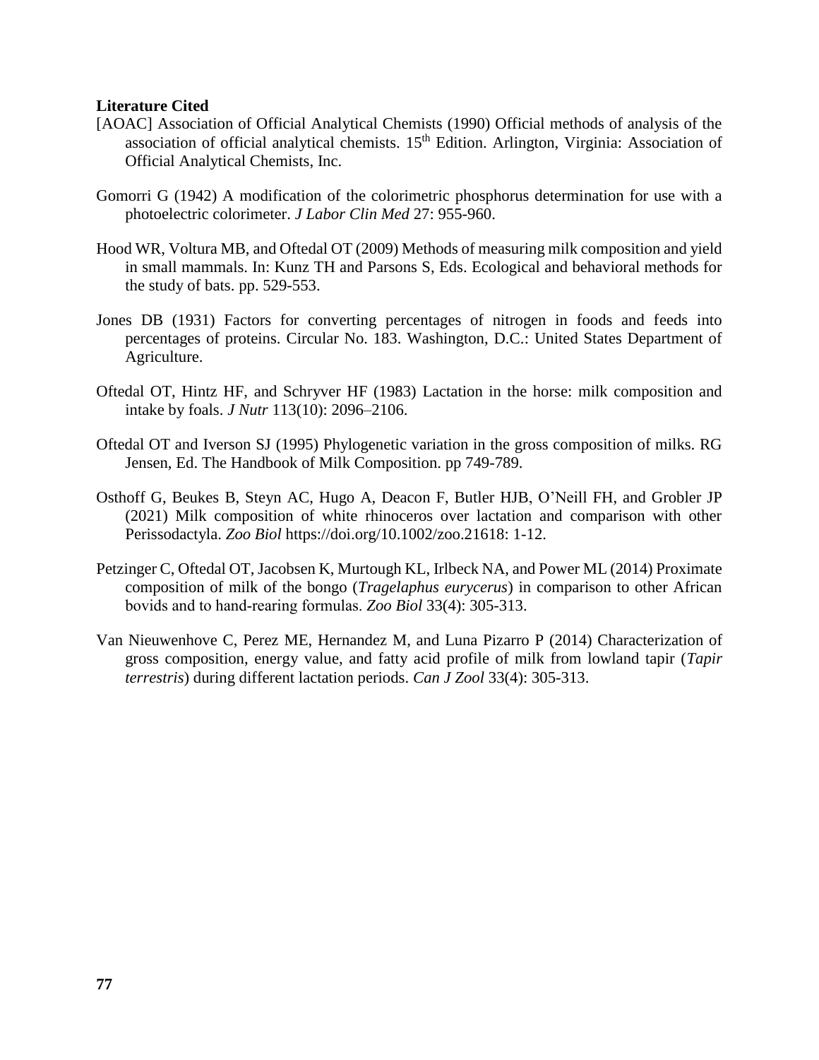**Literature Cited**

[AOAC] Association of Official Analytical Chemists (1990) Official methods of analysis of the association of official analytical chemists. 15th Edition. Arlington, Virginia: Association of Official Analytical Chemists, Inc.

Gomorri G (1942) A modification of the colorimetric phosphorus determination for use with a photoelectric colorimeter. *J Labor Clin Med* 27: 955-960.

Hood WR, Voltura MB, and Oftedal OT (2009) Methods of measuring milk composition and yield in small mammals. In: Kunz TH and Parsons S, Eds. Ecological and behavioral methods for the study of bats. pp. 529-553.

Jones DB (1931) Factors for converting percentages of nitrogen in foods and feeds into percentages of proteins. Circular No. 183. Washington, D.C.: United States Department of Agriculture.

Oftedal OT, Hintz HF, and Schryver HF (1983) Lactation in the horse: milk composition and intake by foals. *J Nutr* 113(10): 2096–2106.

Oftedal OT and Iverson SJ (1995) Phylogenetic variation in the gross composition of milks. RG Jensen, Ed. The Handbook of Milk Composition. pp 749-789.

Osthoff G, Beukes B, Steyn AC, Hugo A, Deacon F, Butler HJB, O'Neill FH, and Grobler JP (2021) Milk composition of white rhinoceros over lactation and comparison with other Perissodactyla. *Zoo Biol* https://doi.org/10.1002/zoo.21618: 1-12.

Petzinger C, Oftedal OT, Jacobsen K, Murtough KL, Irlbeck NA, and Power ML (2014) Proximate composition of milk of the bongo (*Tragelaphus eurycerus*) in comparison to other African bovids and to hand-rearing formulas. *Zoo Biol* 33(4): 305-313.

Van Nieuwenhove C, Perez ME, Hernandez M, and Luna Pizarro P (2014) Characterization of gross composition, energy value, and fatty acid profile of milk from lowland tapir (*Tapir terrestris*) during different lactation periods. *Can J Zool* 33(4): 305-313.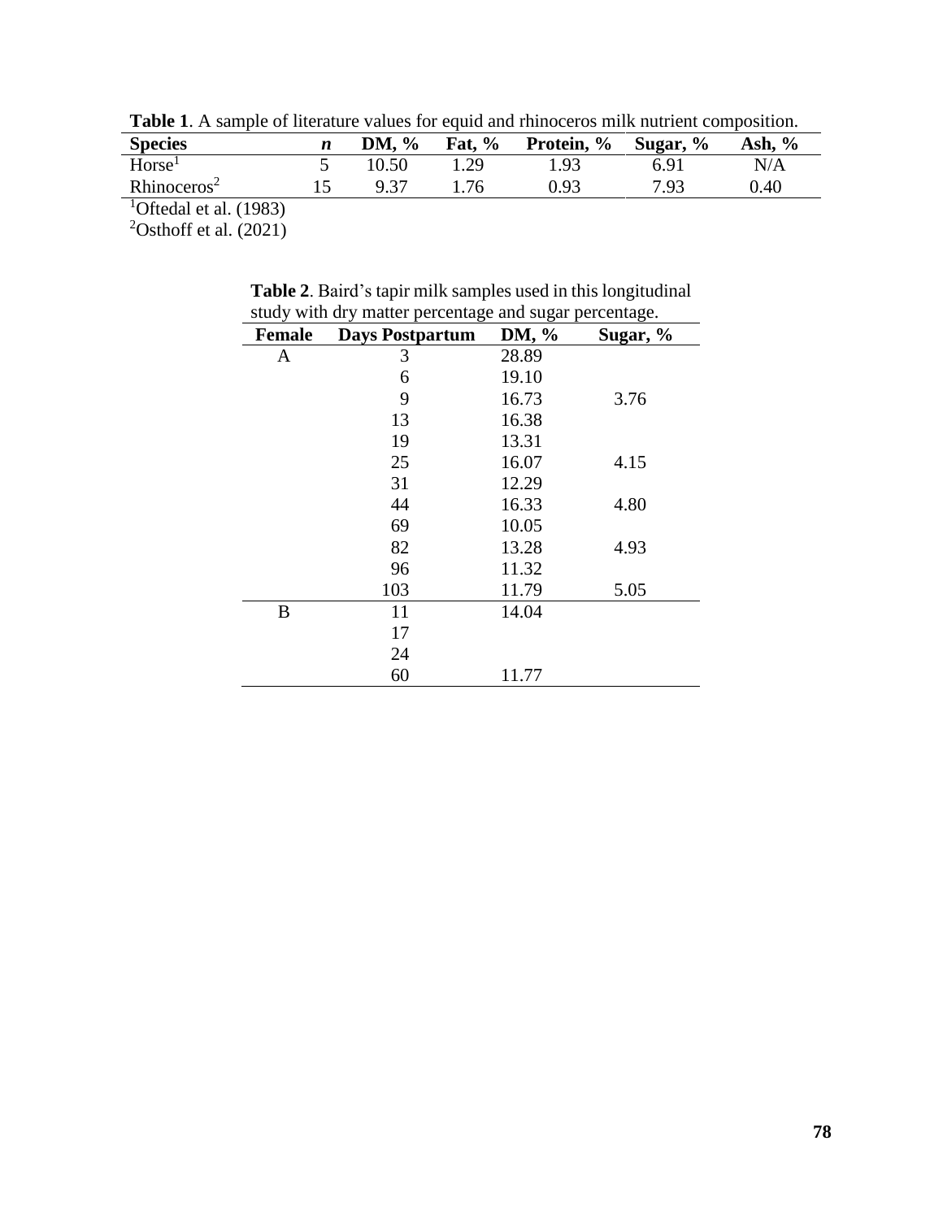**Table 1**. A sample of literature values for equid and rhinoceros milk nutrient composition.

| Species | *n* | DM, % | Fat, % | Protein, % | Sugar, % | Ash, % |
|---|---|---|---|---|---|---|
| Horse[1] | 5 | 10.50 | 1.29 | 1.93 | 6.91 | N/A |
| Rhinoceros[2] | 15 | 9.37 | 1.76 | 0.93 | 7.93 | 0.40 |

[1]Oftedal et al. (1983)
[2]Osthoff et al. (2021)

**Table 2**. Baird's tapir milk samples used in this longitudinal study with dry matter percentage and sugar percentage.

| Female | Days Postpartum | DM, % | Sugar, % |
|---|---|---|---|
| A | 3 | 28.89 | |
| | 6 | 19.10 | |
| | 9 | 16.73 | 3.76 |
| | 13 | 16.38 | |
| | 19 | 13.31 | |
| | 25 | 16.07 | 4.15 |
| | 31 | 12.29 | |
| | 44 | 16.33 | 4.80 |
| | 69 | 10.05 | |
| | 82 | 13.28 | 4.93 |
| | 96 | 11.32 | |
| | 103 | 11.79 | 5.05 |
| B | 11 | 14.04 | |
| | 17 | | |
| | 24 | | |
| | 60 | 11.77 | |